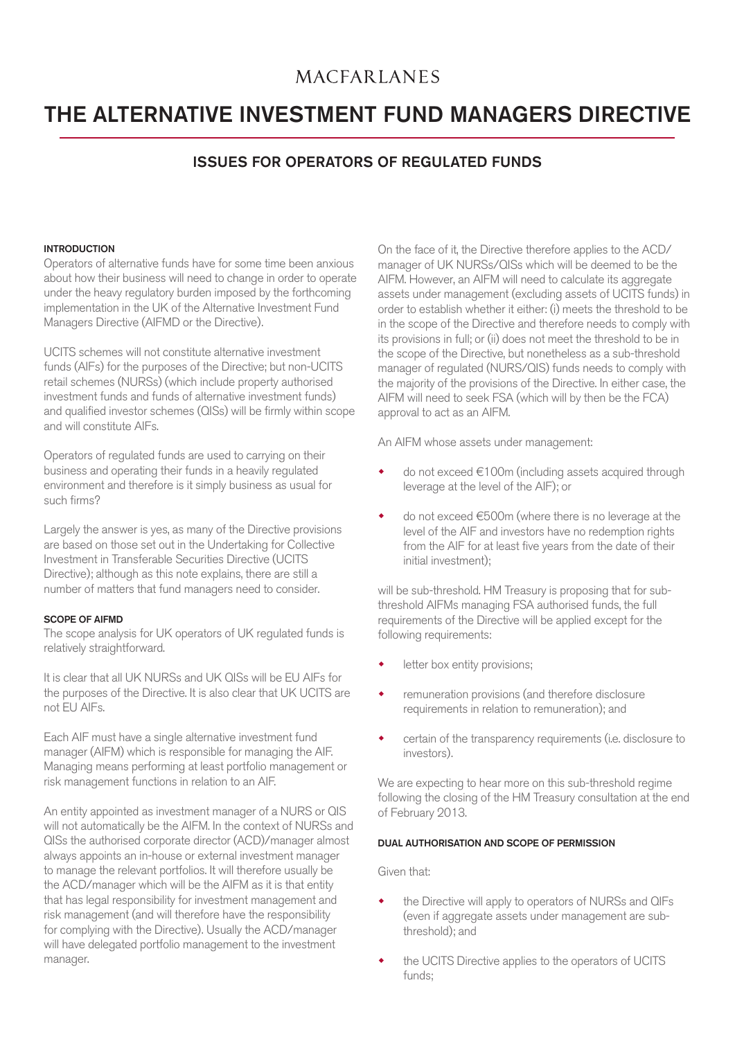MACFARLANES

# THE ALTERNATIVE INVESTMENT FUND MANAGERS DIRECTIVE

## ISSUES FOR OPERATORS OF REGULATED FUNDS

### INTRODUCTION

Operators of alternative funds have for some time been anxious about how their business will need to change in order to operate under the heavy regulatory burden imposed by the forthcoming implementation in the UK of the Alternative Investment Fund Managers Directive (AIFMD or the Directive).

UCITS schemes will not constitute alternative investment funds (AIFs) for the purposes of the Directive; but non-UCITS retail schemes (NURSs) (which include property authorised investment funds and funds of alternative investment funds) and qualified investor schemes (QISs) will be firmly within scope and will constitute AIFs.

Operators of regulated funds are used to carrying on their business and operating their funds in a heavily regulated environment and therefore is it simply business as usual for such firms?

Largely the answer is yes, as many of the Directive provisions are based on those set out in the Undertaking for Collective Investment in Transferable Securities Directive (UCITS Directive); although as this note explains, there are still a number of matters that fund managers need to consider.

### SCOPE OF AIFMD

The scope analysis for UK operators of UK regulated funds is relatively straightforward.

It is clear that all UK NURSs and UK QISs will be EU AIFs for the purposes of the Directive. It is also clear that UK UCITS are not EU AIFs.

Each AIF must have a single alternative investment fund manager (AIFM) which is responsible for managing the AIF. Managing means performing at least portfolio management or risk management functions in relation to an AIF.

An entity appointed as investment manager of a NURS or QIS will not automatically be the AIFM. In the context of NURSs and QISs the authorised corporate director (ACD)/manager almost always appoints an in-house or external investment manager to manage the relevant portfolios. It will therefore usually be the ACD/manager which will be the AIFM as it is that entity that has legal responsibility for investment management and risk management (and will therefore have the responsibility for complying with the Directive). Usually the ACD/manager will have delegated portfolio management to the investment manager.

On the face of it, the Directive therefore applies to the ACD/manager of UK NURSs/QISs which will be deemed to be the AIFM. However, an AIFM will need to calculate its aggregate assets under management (excluding assets of UCITS funds) in order to establish whether it either: (i) meets the threshold to be in the scope of the Directive and therefore needs to comply with its provisions in full; or (ii) does not meet the threshold to be in the scope of the Directive, but nonetheless as a sub-threshold manager of regulated (NURS/QIS) funds needs to comply with the majority of the provisions of the Directive. In either case, the AIFM will need to seek FSA (which will by then be the FCA) approval to act as an AIFM.

An AIFM whose assets under management:

- do not exceed €100m (including assets acquired through leverage at the level of the AIF); or
- do not exceed €500m (where there is no leverage at the level of the AIF and investors have no redemption rights from the AIF for at least five years from the date of their initial investment);

will be sub-threshold. HM Treasury is proposing that for sub-threshold AIFMs managing FSA authorised funds, the full requirements of the Directive will be applied except for the following requirements:

- letter box entity provisions;
- remuneration provisions (and therefore disclosure requirements in relation to remuneration); and
- certain of the transparency requirements (i.e. disclosure to investors).

We are expecting to hear more on this sub-threshold regime following the closing of the HM Treasury consultation at the end of February 2013.

### DUAL AUTHORISATION AND SCOPE OF PERMISSION

Given that:

- the Directive will apply to operators of NURSs and QIFs (even if aggregate assets under management are sub-threshold); and
- the UCITS Directive applies to the operators of UCITS funds;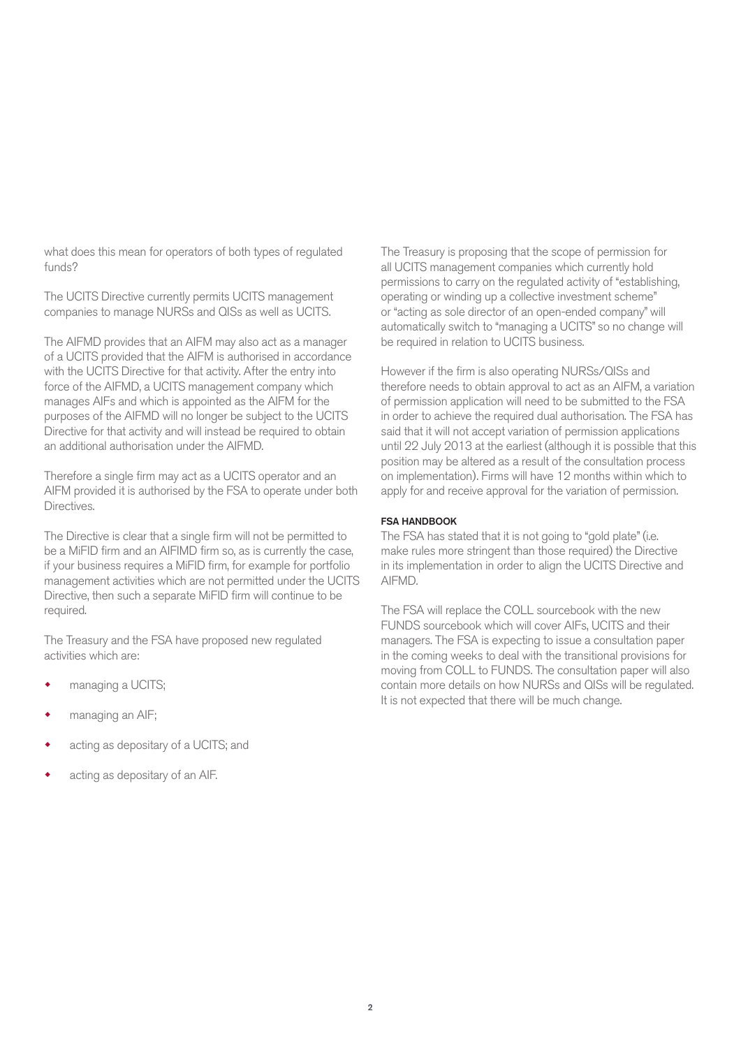what does this mean for operators of both types of regulated funds?

The UCITS Directive currently permits UCITS management companies to manage NURSs and QISs as well as UCITS.

The AIFMD provides that an AIFM may also act as a manager of a UCITS provided that the AIFM is authorised in accordance with the UCITS Directive for that activity. After the entry into force of the AIFMD, a UCITS management company which manages AIFs and which is appointed as the AIFM for the purposes of the AIFMD will no longer be subject to the UCITS Directive for that activity and will instead be required to obtain an additional authorisation under the AIFMD.

Therefore a single firm may act as a UCITS operator and an AIFM provided it is authorised by the FSA to operate under both Directives.

The Directive is clear that a single firm will not be permitted to be a MiFID firm and an AIFIMD firm so, as is currently the case, if your business requires a MiFID firm, for example for portfolio management activities which are not permitted under the UCITS Directive, then such a separate MiFID firm will continue to be required.

The Treasury and the FSA have proposed new regulated activities which are:

- managing a UCITS;
- managing an AIF;
- acting as depositary of a UCITS; and
- acting as depositary of an AIF.

The Treasury is proposing that the scope of permission for all UCITS management companies which currently hold permissions to carry on the regulated activity of "establishing, operating or winding up a collective investment scheme" or "acting as sole director of an open-ended company" will automatically switch to "managing a UCITS" so no change will be required in relation to UCITS business.

However if the firm is also operating NURSs/QISs and therefore needs to obtain approval to act as an AIFM, a variation of permission application will need to be submitted to the FSA in order to achieve the required dual authorisation. The FSA has said that it will not accept variation of permission applications until 22 July 2013 at the earliest (although it is possible that this position may be altered as a result of the consultation process on implementation). Firms will have 12 months within which to apply for and receive approval for the variation of permission.

#### FSA HANDBOOK

The FSA has stated that it is not going to "gold plate" (i.e. make rules more stringent than those required) the Directive in its implementation in order to align the UCITS Directive and AIFMD.

The FSA will replace the COLL sourcebook with the new FUNDS sourcebook which will cover AIFs, UCITS and their managers. The FSA is expecting to issue a consultation paper in the coming weeks to deal with the transitional provisions for moving from COLL to FUNDS. The consultation paper will also contain more details on how NURSs and QISs will be regulated. It is not expected that there will be much change.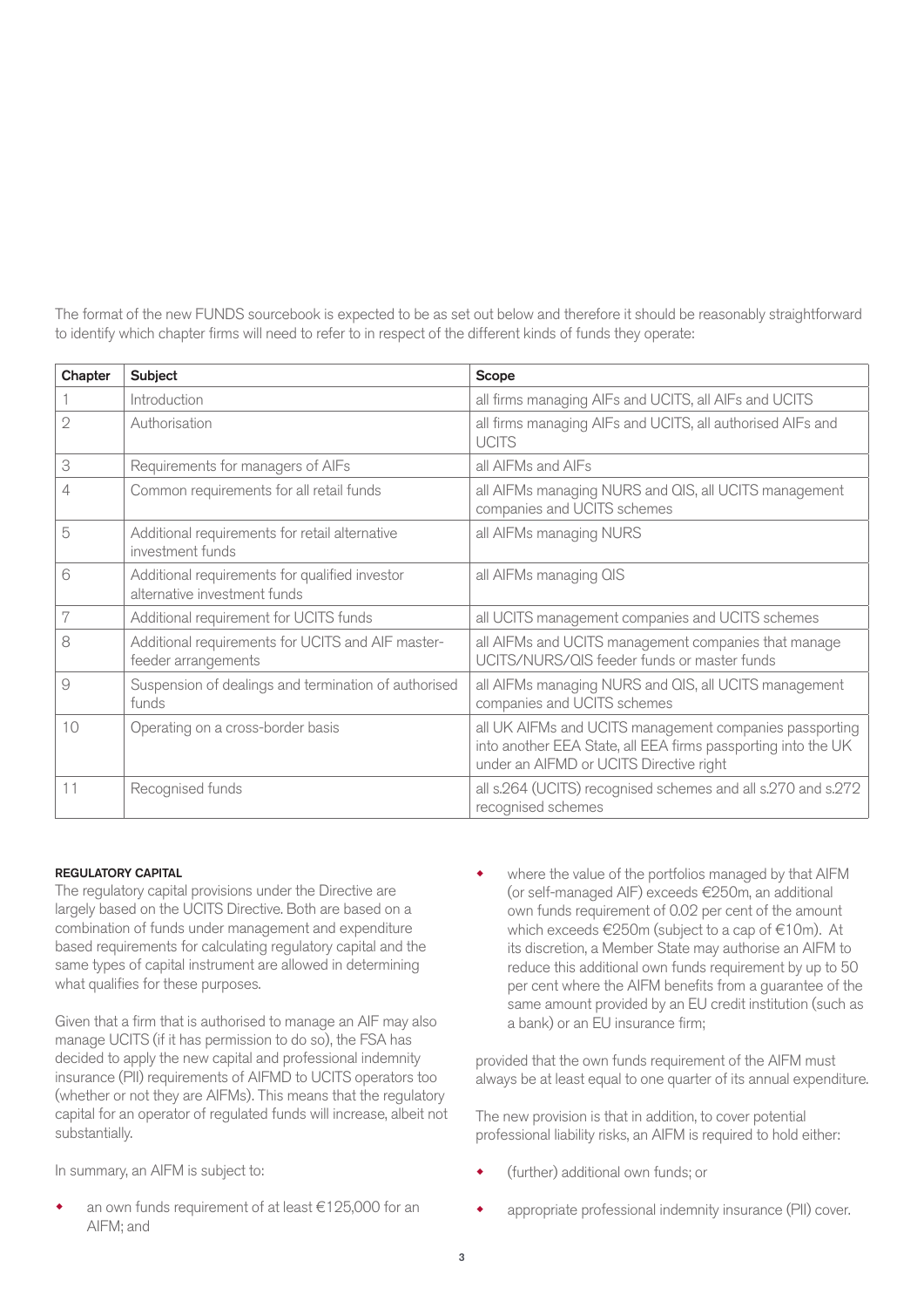The format of the new FUNDS sourcebook is expected to be as set out below and therefore it should be reasonably straightforward to identify which chapter firms will need to refer to in respect of the different kinds of funds they operate:

| Chapter | Subject | Scope |
|---|---|---|
| 1 | Introduction | all firms managing AIFs and UCITS, all AIFs and UCITS |
| 2 | Authorisation | all firms managing AIFs and UCITS, all authorised AIFs and UCITS |
| 3 | Requirements for managers of AIFs | all AIFMs and AIFs |
| 4 | Common requirements for all retail funds | all AIFMs managing NURS and QIS, all UCITS management companies and UCITS schemes |
| 5 | Additional requirements for retail alternative investment funds | all AIFMs managing NURS |
| 6 | Additional requirements for qualified investor alternative investment funds | all AIFMs managing QIS |
| 7 | Additional requirement for UCITS funds | all UCITS management companies and UCITS schemes |
| 8 | Additional requirements for UCITS and AIF master-feeder arrangements | all AIFMs and UCITS management companies that manage UCITS/NURS/QIS feeder funds or master funds |
| 9 | Suspension of dealings and termination of authorised funds | all AIFMs managing NURS and QIS, all UCITS management companies and UCITS schemes |
| 10 | Operating on a cross-border basis | all UK AIFMs and UCITS management companies passporting into another EEA State, all EEA firms passporting into the UK under an AIFMD or UCITS Directive right |
| 11 | Recognised funds | all s.264 (UCITS) recognised schemes and all s.270 and s.272 recognised schemes |

**REGULATORY CAPITAL**

The regulatory capital provisions under the Directive are largely based on the UCITS Directive. Both are based on a combination of funds under management and expenditure based requirements for calculating regulatory capital and the same types of capital instrument are allowed in determining what qualifies for these purposes.

Given that a firm that is authorised to manage an AIF may also manage UCITS (if it has permission to do so), the FSA has decided to apply the new capital and professional indemnity insurance (PII) requirements of AIFMD to UCITS operators too (whether or not they are AIFMs). This means that the regulatory capital for an operator of regulated funds will increase, albeit not substantially.

In summary, an AIFM is subject to:

- an own funds requirement of at least €125,000 for an AIFM; and
- where the value of the portfolios managed by that AIFM (or self-managed AIF) exceeds €250m, an additional own funds requirement of 0.02 per cent of the amount which exceeds €250m (subject to a cap of €10m). At its discretion, a Member State may authorise an AIFM to reduce this additional own funds requirement by up to 50 per cent where the AIFM benefits from a guarantee of the same amount provided by an EU credit institution (such as a bank) or an EU insurance firm;

provided that the own funds requirement of the AIFM must always be at least equal to one quarter of its annual expenditure.

The new provision is that in addition, to cover potential professional liability risks, an AIFM is required to hold either:

- (further) additional own funds; or
- appropriate professional indemnity insurance (PII) cover.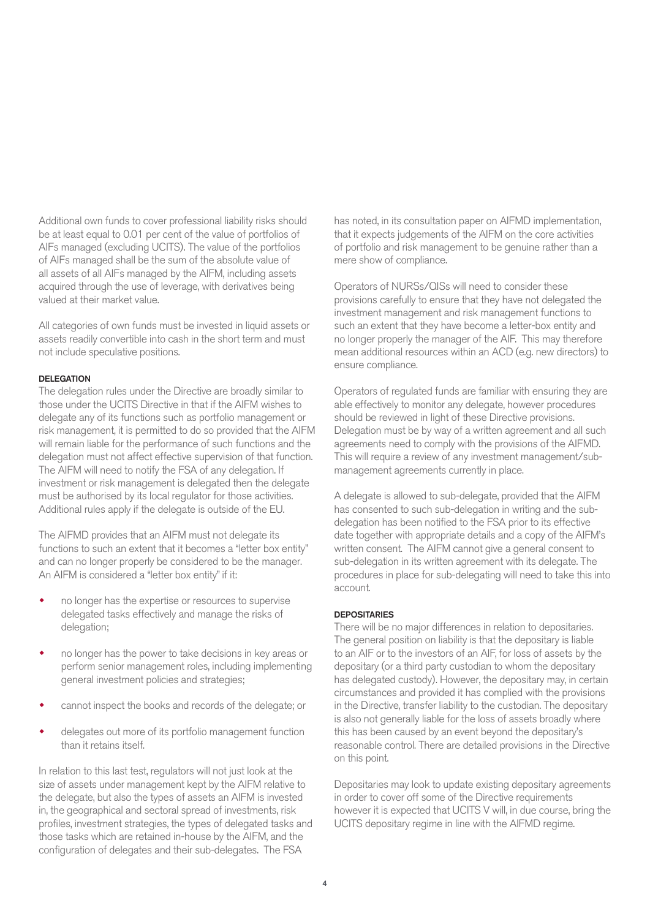Additional own funds to cover professional liability risks should be at least equal to 0.01 per cent of the value of portfolios of AIFs managed (excluding UCITS). The value of the portfolios of AIFs managed shall be the sum of the absolute value of all assets of all AIFs managed by the AIFM, including assets acquired through the use of leverage, with derivatives being valued at their market value.

All categories of own funds must be invested in liquid assets or assets readily convertible into cash in the short term and must not include speculative positions.

### DELEGATION

The delegation rules under the Directive are broadly similar to those under the UCITS Directive in that if the AIFM wishes to delegate any of its functions such as portfolio management or risk management, it is permitted to do so provided that the AIFM will remain liable for the performance of such functions and the delegation must not affect effective supervision of that function. The AIFM will need to notify the FSA of any delegation. If investment or risk management is delegated then the delegate must be authorised by its local regulator for those activities. Additional rules apply if the delegate is outside of the EU.

The AIFMD provides that an AIFM must not delegate its functions to such an extent that it becomes a "letter box entity" and can no longer properly be considered to be the manager. An AIFM is considered a "letter box entity" if it:

- no longer has the expertise or resources to supervise delegated tasks effectively and manage the risks of delegation;
- no longer has the power to take decisions in key areas or perform senior management roles, including implementing general investment policies and strategies;
- cannot inspect the books and records of the delegate; or
- delegates out more of its portfolio management function than it retains itself.

In relation to this last test, regulators will not just look at the size of assets under management kept by the AIFM relative to the delegate, but also the types of assets an AIFM is invested in, the geographical and sectoral spread of investments, risk profiles, investment strategies, the types of delegated tasks and those tasks which are retained in-house by the AIFM, and the configuration of delegates and their sub-delegates. The FSA has noted, in its consultation paper on AIFMD implementation, that it expects judgements of the AIFM on the core activities of portfolio and risk management to be genuine rather than a mere show of compliance.

Operators of NURSs/QISs will need to consider these provisions carefully to ensure that they have not delegated the investment management and risk management functions to such an extent that they have become a letter-box entity and no longer properly the manager of the AIF. This may therefore mean additional resources within an ACD (e.g. new directors) to ensure compliance.

Operators of regulated funds are familiar with ensuring they are able effectively to monitor any delegate, however procedures should be reviewed in light of these Directive provisions. Delegation must be by way of a written agreement and all such agreements need to comply with the provisions of the AIFMD. This will require a review of any investment management/sub-management agreements currently in place.

A delegate is allowed to sub-delegate, provided that the AIFM has consented to such sub-delegation in writing and the sub-delegation has been notified to the FSA prior to its effective date together with appropriate details and a copy of the AIFM's written consent. The AIFM cannot give a general consent to sub-delegation in its written agreement with its delegate. The procedures in place for sub-delegating will need to take this into account.

### DEPOSITARIES

There will be no major differences in relation to depositaries. The general position on liability is that the depositary is liable to an AIF or to the investors of an AIF, for loss of assets by the depositary (or a third party custodian to whom the depositary has delegated custody). However, the depositary may, in certain circumstances and provided it has complied with the provisions in the Directive, transfer liability to the custodian. The depositary is also not generally liable for the loss of assets broadly where this has been caused by an event beyond the depositary's reasonable control. There are detailed provisions in the Directive on this point.

Depositaries may look to update existing depositary agreements in order to cover off some of the Directive requirements however it is expected that UCITS V will, in due course, bring the UCITS depositary regime in line with the AIFMD regime.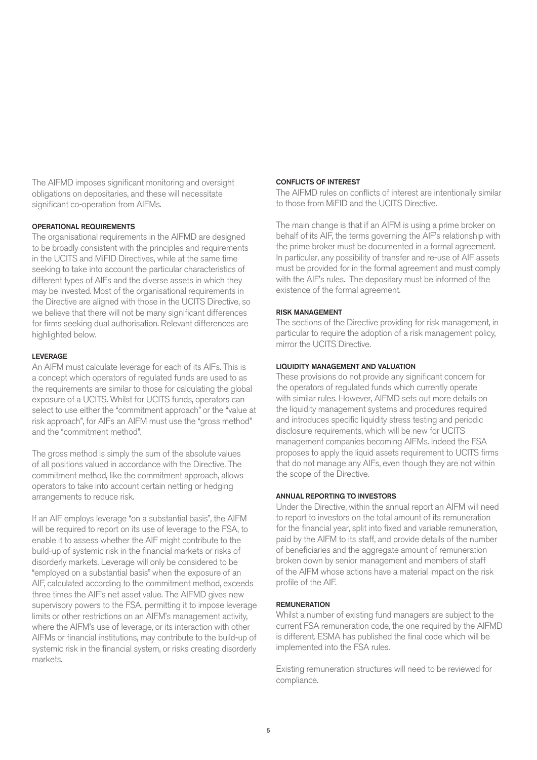The AIFMD imposes significant monitoring and oversight obligations on depositaries, and these will necessitate significant co-operation from AIFMs.

#### OPERATIONAL REQUIREMENTS

The organisational requirements in the AIFMD are designed to be broadly consistent with the principles and requirements in the UCITS and MiFID Directives, while at the same time seeking to take into account the particular characteristics of different types of AIFs and the diverse assets in which they may be invested. Most of the organisational requirements in the Directive are aligned with those in the UCITS Directive, so we believe that there will not be many significant differences for firms seeking dual authorisation. Relevant differences are highlighted below.

#### LEVERAGE

An AIFM must calculate leverage for each of its AIFs. This is a concept which operators of regulated funds are used to as the requirements are similar to those for calculating the global exposure of a UCITS. Whilst for UCITS funds, operators can select to use either the "commitment approach" or the "value at risk approach", for AIFs an AIFM must use the "gross method" and the "commitment method".

The gross method is simply the sum of the absolute values of all positions valued in accordance with the Directive. The commitment method, like the commitment approach, allows operators to take into account certain netting or hedging arrangements to reduce risk.

If an AIF employs leverage "on a substantial basis", the AIFM will be required to report on its use of leverage to the FSA, to enable it to assess whether the AIF might contribute to the build-up of systemic risk in the financial markets or risks of disorderly markets. Leverage will only be considered to be "employed on a substantial basis" when the exposure of an AIF, calculated according to the commitment method, exceeds three times the AIF's net asset value. The AIFMD gives new supervisory powers to the FSA, permitting it to impose leverage limits or other restrictions on an AIFM's management activity, where the AIFM's use of leverage, or its interaction with other AIFMs or financial institutions, may contribute to the build-up of systemic risk in the financial system, or risks creating disorderly markets.

#### CONFLICTS OF INTEREST

The AIFMD rules on conflicts of interest are intentionally similar to those from MiFID and the UCITS Directive.

The main change is that if an AIFM is using a prime broker on behalf of its AIF, the terms governing the AIF's relationship with the prime broker must be documented in a formal agreement. In particular, any possibility of transfer and re-use of AIF assets must be provided for in the formal agreement and must comply with the AIF's rules. The depositary must be informed of the existence of the formal agreement.

#### RISK MANAGEMENT

The sections of the Directive providing for risk management, in particular to require the adoption of a risk management policy, mirror the UCITS Directive.

#### LIQUIDITY MANAGEMENT AND VALUATION

These provisions do not provide any significant concern for the operators of regulated funds which currently operate with similar rules. However, AIFMD sets out more details on the liquidity management systems and procedures required and introduces specific liquidity stress testing and periodic disclosure requirements, which will be new for UCITS management companies becoming AIFMs. Indeed the FSA proposes to apply the liquid assets requirement to UCITS firms that do not manage any AIFs, even though they are not within the scope of the Directive.

#### ANNUAL REPORTING TO INVESTORS

Under the Directive, within the annual report an AIFM will need to report to investors on the total amount of its remuneration for the financial year, split into fixed and variable remuneration, paid by the AIFM to its staff, and provide details of the number of beneficiaries and the aggregate amount of remuneration broken down by senior management and members of staff of the AIFM whose actions have a material impact on the risk profile of the AIF.

#### REMUNERATION

Whilst a number of existing fund managers are subject to the current FSA remuneration code, the one required by the AIFMD is different. ESMA has published the final code which will be implemented into the FSA rules.

Existing remuneration structures will need to be reviewed for compliance.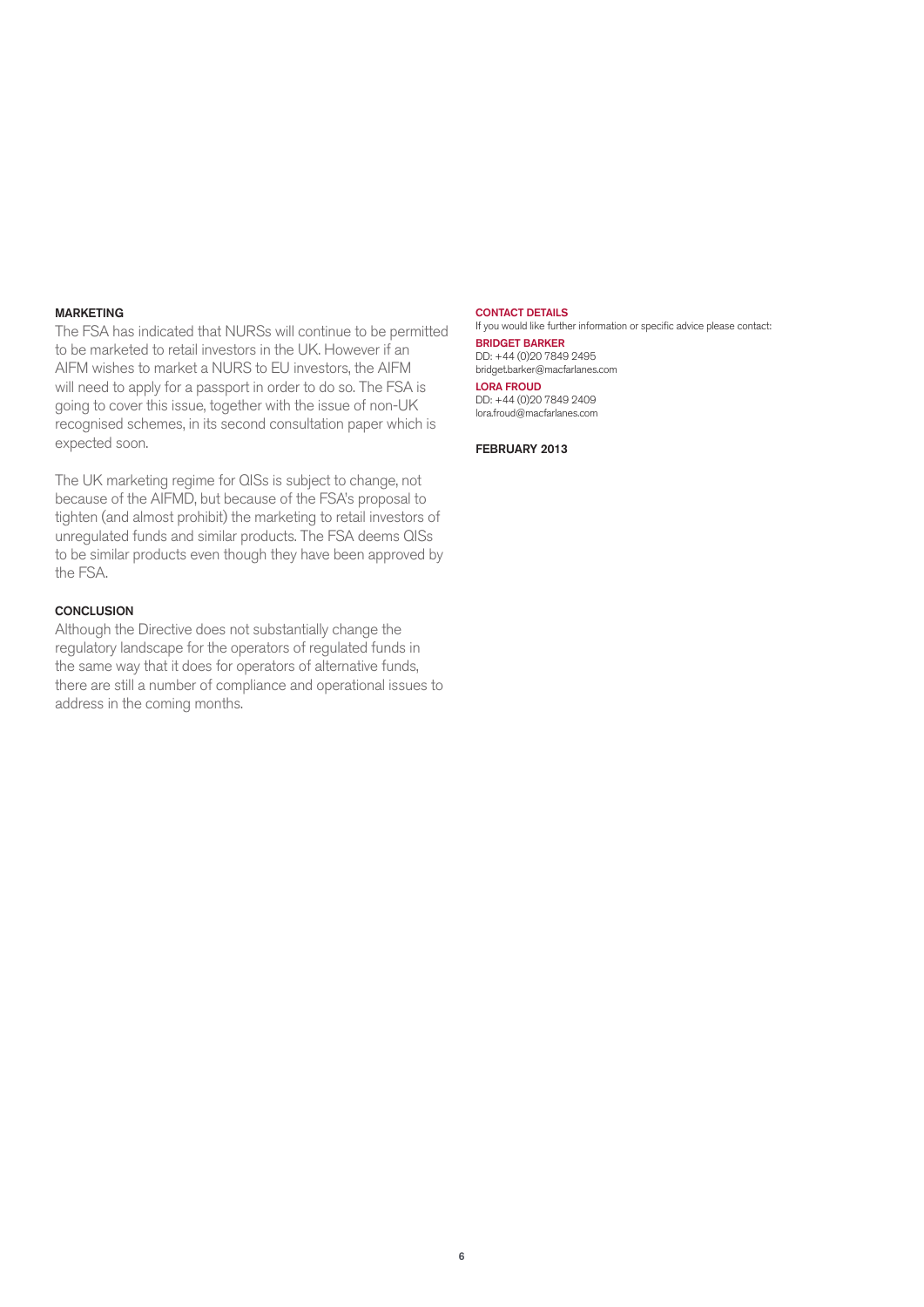## MARKETING

The FSA has indicated that NURSs will continue to be permitted to be marketed to retail investors in the UK. However if an AIFM wishes to market a NURS to EU investors, the AIFM will need to apply for a passport in order to do so. The FSA is going to cover this issue, together with the issue of non-UK recognised schemes, in its second consultation paper which is expected soon.

The UK marketing regime for QISs is subject to change, not because of the AIFMD, but because of the FSA's proposal to tighten (and almost prohibit) the marketing to retail investors of unregulated funds and similar products. The FSA deems QISs to be similar products even though they have been approved by the FSA.

## CONCLUSION

Although the Directive does not substantially change the regulatory landscape for the operators of regulated funds in the same way that it does for operators of alternative funds, there are still a number of compliance and operational issues to address in the coming months.

## CONTACT DETAILS

If you would like further information or specific advice please contact:

**BRIDGET BARKER**
DD: +44 (0)20 7849 2495
bridget.barker@macfarlanes.com

**LORA FROUD**
DD: +44 (0)20 7849 2409
lora.froud@macfarlanes.com

**FEBRUARY 2013**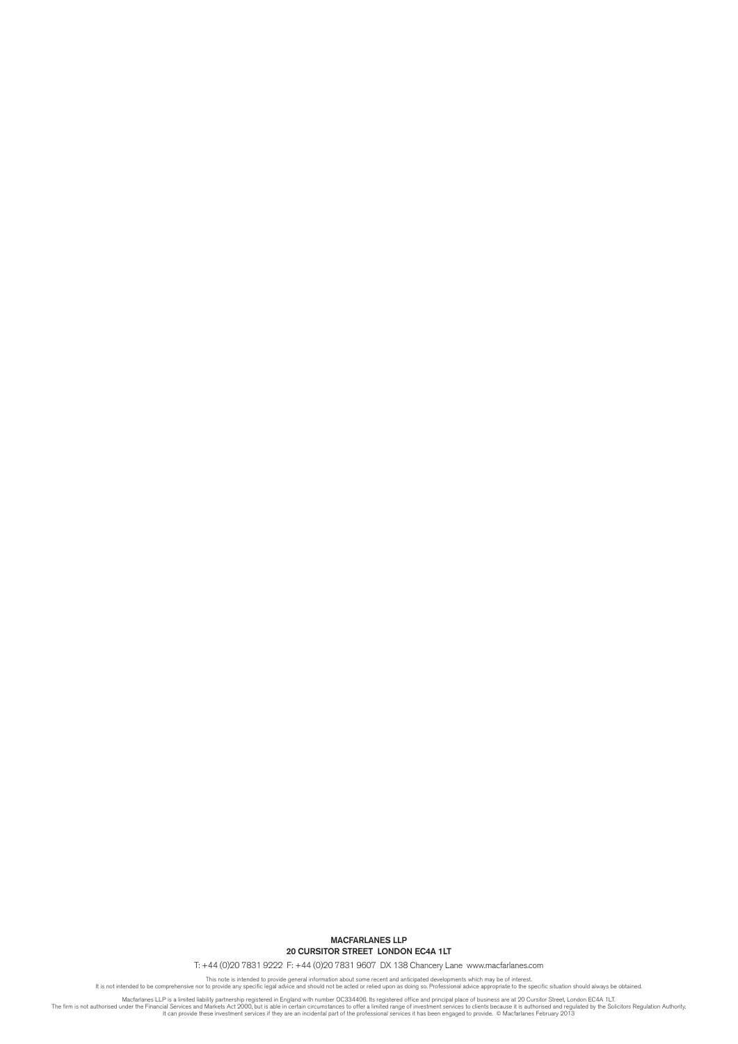**MACFARLANES LLP**
**20 CURSITOR STREET LONDON EC4A 1LT**

T: +44 (0)20 7831 9222 F: +44 (0)20 7831 9607 DX 138 Chancery Lane www.macfarlanes.com

This note is intended to provide general information about some recent and anticipated developments which may be of interest.
It is not intended to be comprehensive nor to provide any specific legal advice and should not be acted or relied upon as doing so. Professional advice appropriate to the specific situation should always be obtained.

Macfarlanes LLP is a limited liability partnership registered in England with number OC334406. Its registered office and principal place of business are at 20 Cursitor Street, London EC4A 1LT.
The firm is not authorised under the Financial Services and Markets Act 2000, but is able in certain circumstances to offer a limited range of investment services to clients because it is authorised and regulated by the Solicitors Regulation Authority.
It can provide these investment services if they are an incidental part of the professional services it has been engaged to provide. © Macfarlanes February 2013